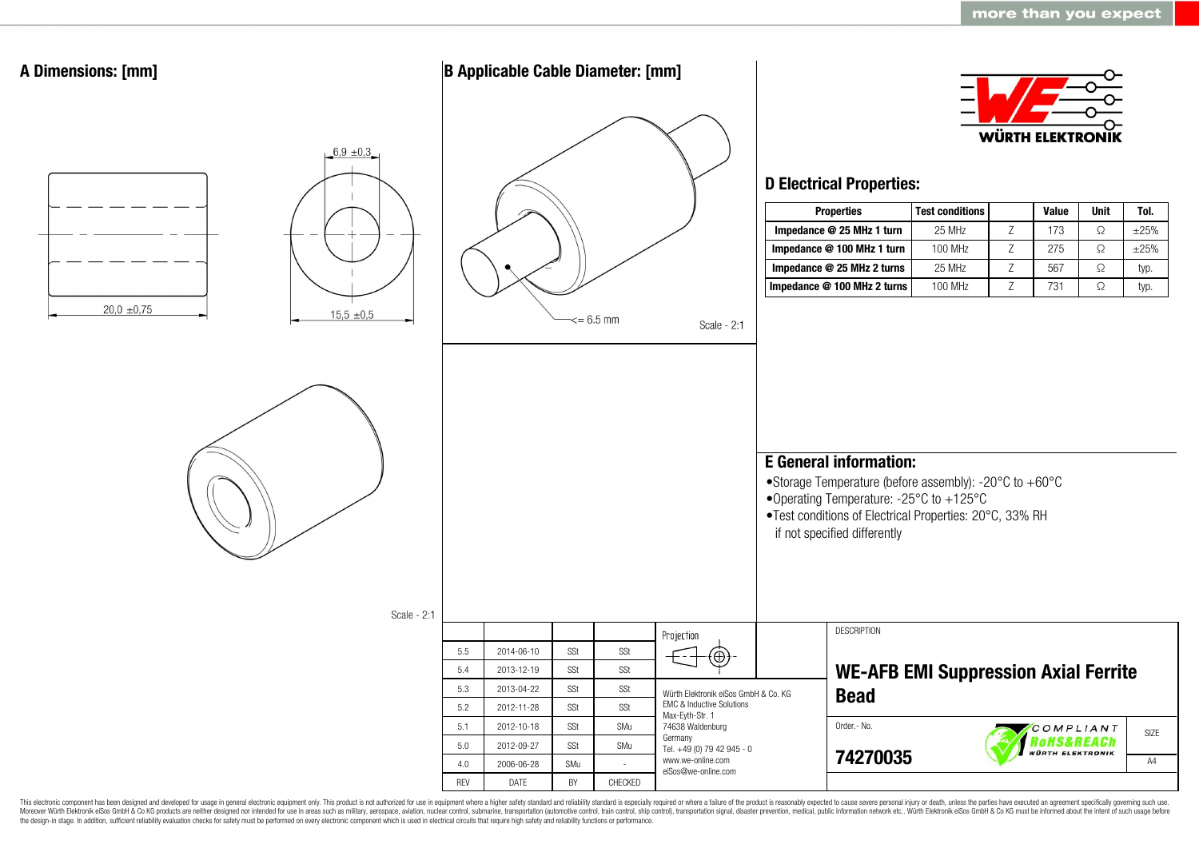more than you expect

## A Dimensions: [mm]

6,9 ±0,3

20,0 ±0,75

15,5 ±0,5

Scale - 2:1

## B Applicable Cable Diameter: [mm]

<= 6.5 mm

Scale - 2:1

WÜRTH ELEKTRONIK

## D Electrical Properties:

| Properties | Test conditions | | Value | Unit | Tol. |
|---|---|---|---|---|---|
| Impedance @ 25 MHz 1 turn | 25 MHz | Z | 173 | Ω | ±25% |
| Impedance @ 100 MHz 1 turn | 100 MHz | Z | 275 | Ω | ±25% |
| Impedance @ 25 MHz 2 turns | 25 MHz | Z | 567 | Ω | typ. |
| Impedance @ 100 MHz 2 turns | 100 MHz | Z | 731 | Ω | typ. |

## E General information:

- Storage Temperature (before assembly): -20°C to +60°C
- Operating Temperature: -25°C to +125°C
- Test conditions of Electrical Properties: 20°C, 33% RH if not specified differently

| REV | DATE | BY | CHECKED |
|---|---|---|---|
| 5.5 | 2014-06-10 | SSt | SSt |
| 5.4 | 2013-12-19 | SSt | SSt |
| 5.3 | 2013-04-22 | SSt | SSt |
| 5.2 | 2012-11-28 | SSt | SSt |
| 5.1 | 2012-10-18 | SSt | SMu |
| 5.0 | 2012-09-27 | SSt | SMu |
| 4.0 | 2006-06-28 | SMu | - |

Projection

Würth Elektronik eiSos GmbH & Co. KG
EMC & Inductive Solutions
Max-Eyth-Str. 1
74638 Waldenburg
Germany
Tel. +49 (0) 79 42 945 - 0
www.we-online.com
eiSos@we-online.com

DESCRIPTION

**WE-AFB EMI Suppression Axial Ferrite Bead**

Order.- No.

**74270035**

COMPLIANT RoHS&REACh WÜRTH ELEKTRONIK

SIZE: A4

This electronic component has been designed and developed for usage in general electronic equipment only. This product is not authorized for use in equipment where a higher safety standard and reliability standard is especially required or where a failure of the product is reasonably expected to cause severe personal injury or death, unless the parties have executed an agreement specifically governing such use. Moreover Würth Elektronik eiSos GmbH & Co KG products are neither designed nor intended for use in areas such as military, aerospace, aviation, nuclear control, submarine, transportation (automotive control, train control, ship control), transportation signal, disaster prevention, medical, public information network etc.. Würth Elektronik eiSos GmbH & Co KG must be informed about the intent of such usage before the design-in stage. In addition, sufficient reliability evaluation checks for safety must be performed on every electronic component which is used in electrical circuits that require high safety and reliability functions or performance.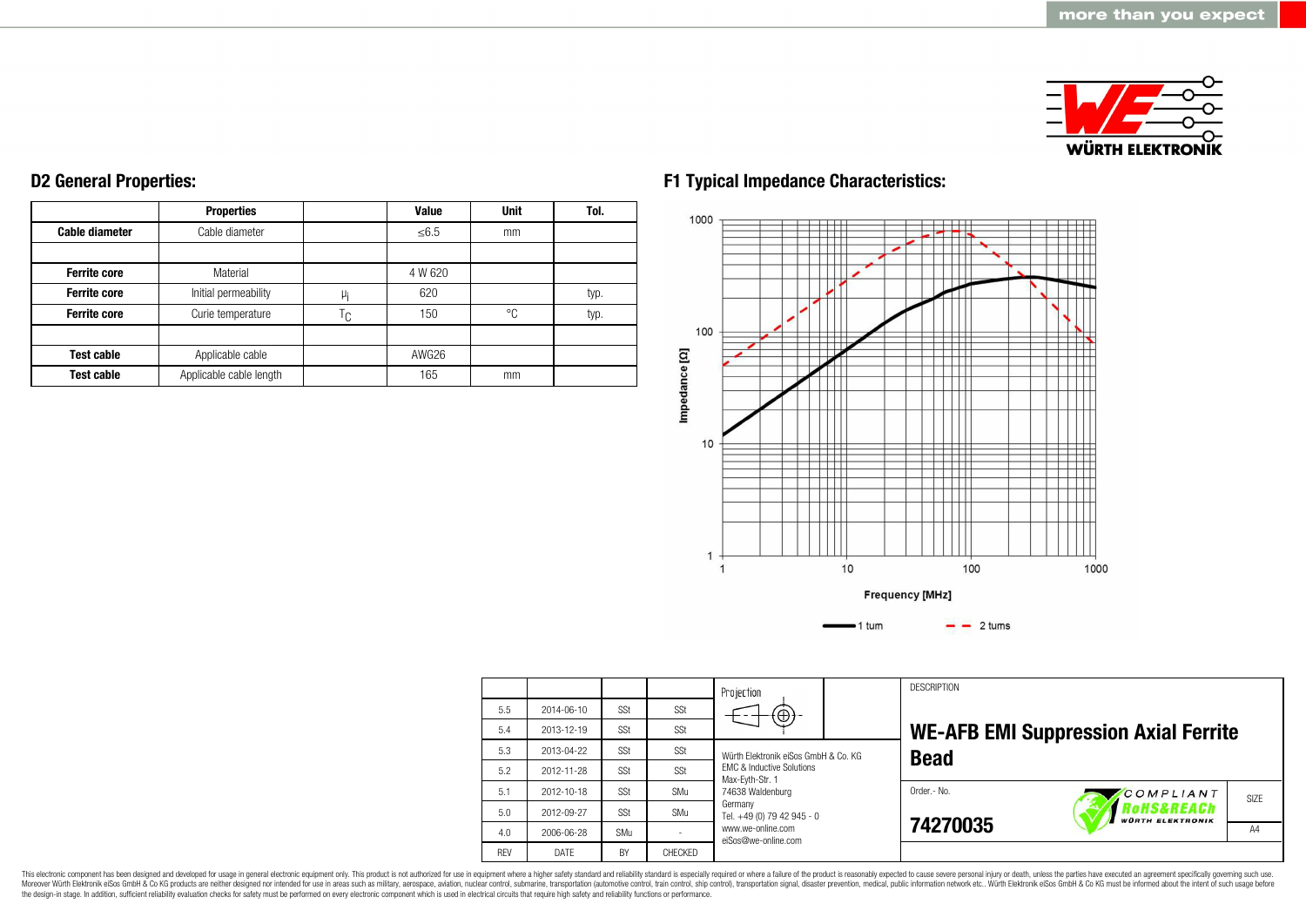## D2 General Properties:

| | Properties | | Value | Unit | Tol. |
|---|---|---|---|---|---|
| **Cable diameter** | Cable diameter | | ≤6.5 | mm | |
| | | | | | |
| **Ferrite core** | Material | | 4 W 620 | | |
| **Ferrite core** | Initial permeability | $\mu_i$ | 620 | | typ. |
| **Ferrite core** | Curie temperature | $T_C$ | 150 | °C | typ. |
| | | | | | |
| **Test cable** | Applicable cable | | AWG26 | | |
| **Test cable** | Applicable cable length | | 165 | mm | |

## F1 Typical Impedance Characteristics:

Impedance [Ω]: 1, 10, 100, 1000

Frequency [MHz]: 1, 10, 100, 1000

1 turn — 2 turns

| | | | | Projection | | DESCRIPTION |
|---|---|---|---|---|---|---|
| 5.5 | 2014-06-10 | SSt | SSt | | | **WE-AFB EMI Suppression Axial Ferrite Bead** |
| 5.4 | 2013-12-19 | SSt | SSt | | | |
| 5.3 | 2013-04-22 | SSt | SSt | Würth Elektronik eiSos GmbH & Co. KG<br>EMC & Inductive Solutions<br>Max-Eyth-Str. 1<br>74638 Waldenburg<br>Germany<br>Tel. +49 (0) 79 42 945 - 0<br>www.we-online.com<br>eiSos@we-online.com | | |
| 5.2 | 2012-11-28 | SSt | SSt | | | |
| 5.1 | 2012-10-18 | SSt | SMu | | | Order.- No. **74270035** |
| 5.0 | 2012-09-27 | SSt | SMu | | | SIZE A4 |
| 4.0 | 2006-06-28 | SMu | - | | | |
| REV | DATE | BY | CHECKED | | | |

This electronic component has been designed and developed for usage in general electronic equipment only. This product is not authorized for use in equipment where a higher safety standard and reliability standard is especially required or where a failure of the product is reasonably expected to cause severe personal injury or death, unless the parties have executed an agreement specifically governing such use. Moreover Würth Elektronik eiSos GmbH & Co KG products are neither designed nor intended for use in areas such as military, aerospace, aviation, nuclear control, submarine, transportation (automotive control, train control, ship control), transportation signal, disaster prevention, medical, public information network etc.. Würth Elektronik eiSos GmbH & Co KG must be informed about the intent of such usage before the design-in stage. In addition, sufficient reliability evaluation checks for safety must be performed on every electronic component which is used in electrical circuits that require high safety and reliability functions or performance.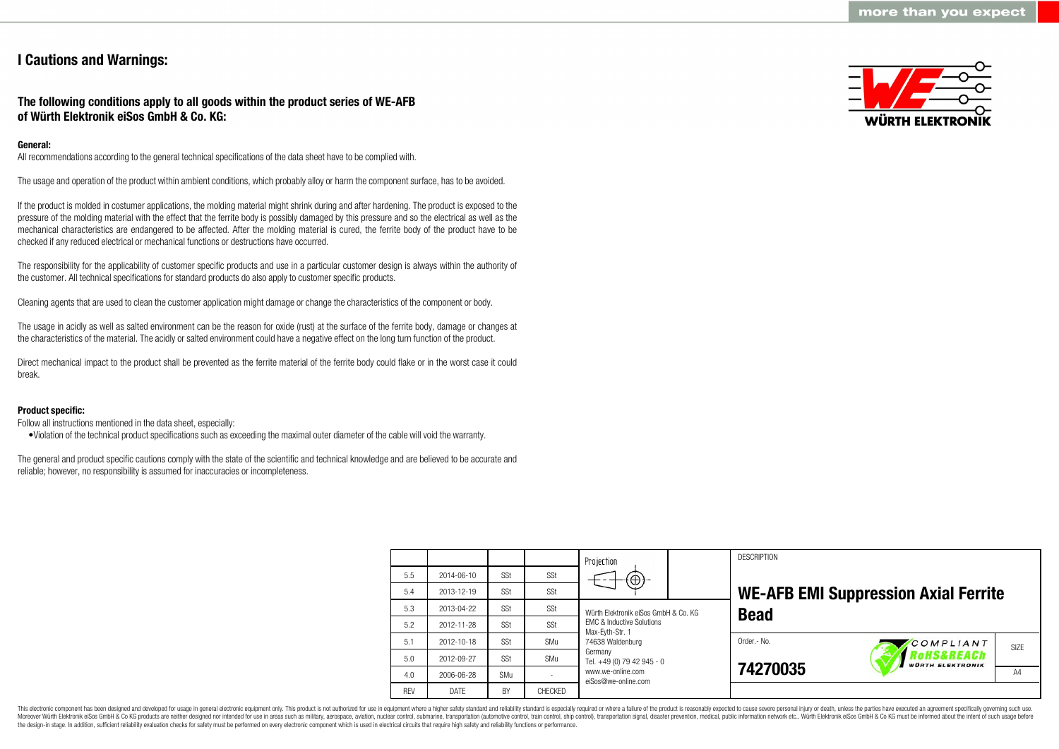# I Cautions and Warnings:

## The following conditions apply to all goods within the product series of WE-AFB of Würth Elektronik eiSos GmbH & Co. KG:

**General:**

All recommendations according to the general technical specifications of the data sheet have to be complied with.

The usage and operation of the product within ambient conditions, which probably alloy or harm the component surface, has to be avoided.

If the product is molded in costumer applications, the molding material might shrink during and after hardening. The product is exposed to the pressure of the molding material with the effect that the ferrite body is possibly damaged by this pressure and so the electrical as well as the mechanical characteristics are endangered to be affected. After the molding material is cured, the ferrite body of the product have to be checked if any reduced electrical or mechanical functions or destructions have occurred.

The responsibility for the applicability of customer specific products and use in a particular customer design is always within the authority of the customer. All technical specifications for standard products do also apply to customer specific products.

Cleaning agents that are used to clean the customer application might damage or change the characteristics of the component or body.

The usage in acidly as well as salted environment can be the reason for oxide (rust) at the surface of the ferrite body, damage or changes at the characteristics of the material. The acidly or salted environment could have a negative effect on the long turn function of the product.

Direct mechanical impact to the product shall be prevented as the ferrite material of the ferrite body could flake or in the worst case it could break.

**Product specific:**

Follow all instructions mentioned in the data sheet, especially:

- Violation of the technical product specifications such as exceeding the maximal outer diameter of the cable will void the warranty.

The general and product specific cautions comply with the state of the scientific and technical knowledge and are believed to be accurate and reliable; however, no responsibility is assumed for inaccuracies or incompleteness.

| REV | DATE | BY | CHECKED |
|---|---|---|---|
| 5.5 | 2014-06-10 | SSt | SSt |
| 5.4 | 2013-12-19 | SSt | SSt |
| 5.3 | 2013-04-22 | SSt | SSt |
| 5.2 | 2012-11-28 | SSt | SSt |
| 5.1 | 2012-10-18 | SSt | SMu |
| 5.0 | 2012-09-27 | SSt | SMu |
| 4.0 | 2006-06-28 | SMu | - |

Projection

Würth Elektronik eiSos GmbH & Co. KG
EMC & Inductive Solutions
Max-Eyth-Str. 1
74638 Waldenburg
Germany
Tel. +49 (0) 79 42 945 - 0
www.we-online.com
eiSos@we-online.com

DESCRIPTION

**WE-AFB EMI Suppression Axial Ferrite Bead**

Order.- No.

**74270035**

COMPLIANT RoHS&REACh WÜRTH ELEKTRONIK

SIZE A4

This electronic component has been designed and developed for usage in general electronic equipment only. This product is not authorized for use in equipment where a higher safety standard and reliability standard is especially required or where a failure of the product is reasonably expected to cause severe personal injury or death, unless the parties have executed an agreement specifically governing such use. Moreover Würth Elektronik eiSos GmbH & Co KG products are neither designed nor intended for use in areas such as military, aerospace, aviation, nuclear control, submarine, transportation (automotive control, train control, ship control), transportation signal, disaster prevention, medical, public information network etc.. Würth Elektronik eiSos GmbH & Co KG must be informed about the intent of such usage before the design-in stage. In addition, sufficient reliability evaluation checks for safety must be performed on every electronic component which is used in electrical circuits that require high safety and reliability functions or performance.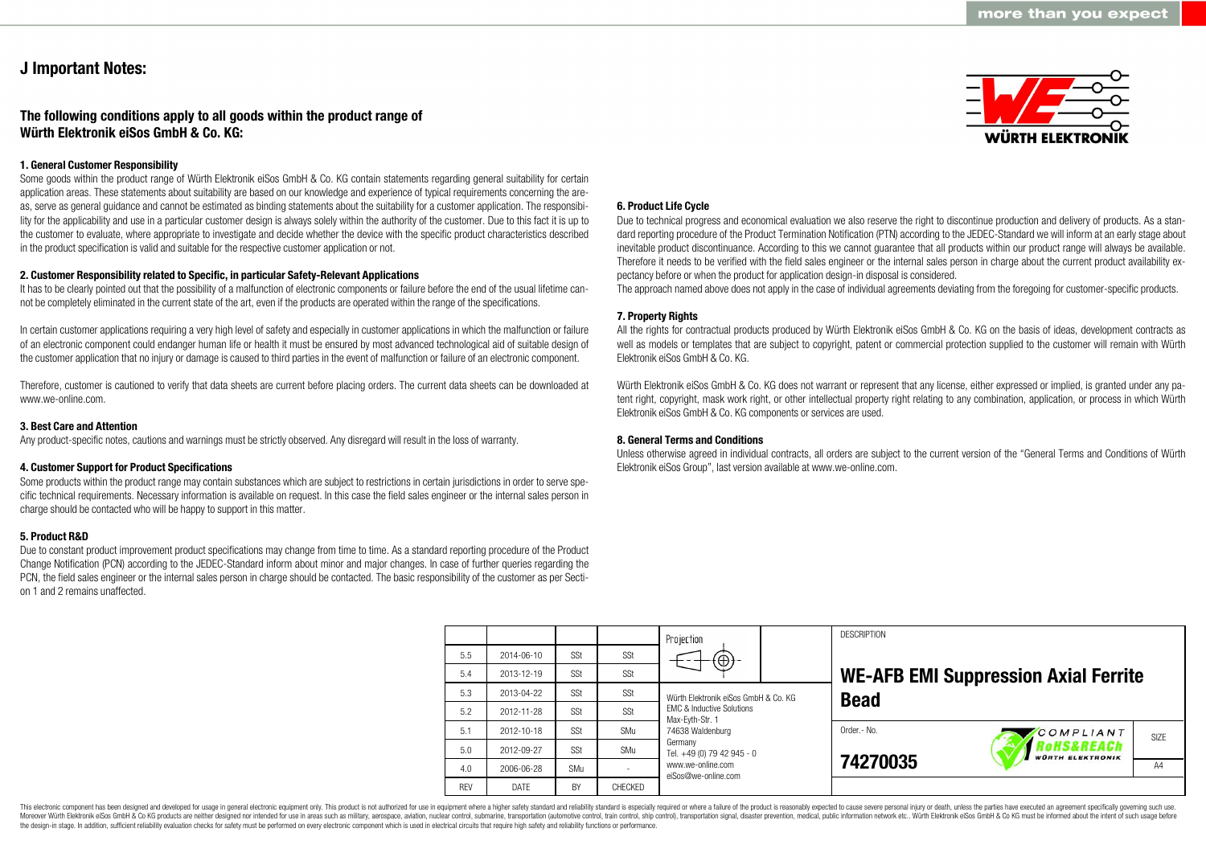# J Important Notes:

## The following conditions apply to all goods within the product range of Würth Elektronik eiSos GmbH & Co. KG:

### 1. General Customer Responsibility

Some goods within the product range of Würth Elektronik eiSos GmbH & Co. KG contain statements regarding general suitability for certain application areas. These statements about suitability are based on our knowledge and experience of typical requirements concerning the areas, serve as general guidance and cannot be estimated as binding statements about the suitability for a customer application. The responsibility for the applicability and use in a particular customer design is always solely within the authority of the customer. Due to this fact it is up to the customer to evaluate, where appropriate to investigate and decide whether the device with the specific product characteristics described in the product specification is valid and suitable for the respective customer application or not.

### 2. Customer Responsibility related to Specific, in particular Safety-Relevant Applications

It has to be clearly pointed out that the possibility of a malfunction of electronic components or failure before the end of the usual lifetime cannot be completely eliminated in the current state of the art, even if the products are operated within the range of the specifications.

In certain customer applications requiring a very high level of safety and especially in customer applications in which the malfunction or failure of an electronic component could endanger human life or health it must be ensured by most advanced technological aid of suitable design of the customer application that no injury or damage is caused to third parties in the event of malfunction or failure of an electronic component.

Therefore, customer is cautioned to verify that data sheets are current before placing orders. The current data sheets can be downloaded at www.we-online.com.

### 3. Best Care and Attention

Any product-specific notes, cautions and warnings must be strictly observed. Any disregard will result in the loss of warranty.

### 4. Customer Support for Product Specifications

Some products within the product range may contain substances which are subject to restrictions in certain jurisdictions in order to serve specific technical requirements. Necessary information is available on request. In this case the field sales engineer or the internal sales person in charge should be contacted who will be happy to support in this matter.

### 5. Product R&D

Due to constant product improvement product specifications may change from time to time. As a standard reporting procedure of the Product Change Notification (PCN) according to the JEDEC-Standard inform about minor and major changes. In case of further queries regarding the PCN, the field sales engineer or the internal sales person in charge should be contacted. The basic responsibility of the customer as per Section 1 and 2 remains unaffected.

### 6. Product Life Cycle

Due to technical progress and economical evaluation we also reserve the right to discontinue production and delivery of products. As a standard reporting procedure of the Product Termination Notification (PTN) according to the JEDEC-Standard we will inform at an early stage about inevitable product discontinuance. According to this we cannot guarantee that all products within our product range will always be available. Therefore it needs to be verified with the field sales engineer or the internal sales person in charge about the current product availability expectancy before or when the product for application design-in disposal is considered.

The approach named above does not apply in the case of individual agreements deviating from the foregoing for customer-specific products.

### 7. Property Rights

All the rights for contractual products produced by Würth Elektronik eiSos GmbH & Co. KG on the basis of ideas, development contracts as well as models or templates that are subject to copyright, patent or commercial protection supplied to the customer will remain with Würth Elektronik eiSos GmbH & Co. KG.

Würth Elektronik eiSos GmbH & Co. KG does not warrant or represent that any license, either expressed or implied, is granted under any patent right, copyright, mask work right, or other intellectual property right relating to any combination, application, or process in which Würth Elektronik eiSos GmbH & Co. KG components or services are used.

### 8. General Terms and Conditions

Unless otherwise agreed in individual contracts, all orders are subject to the current version of the "General Terms and Conditions of Würth Elektronik eiSos Group", last version available at www.we-online.com.

| REV | DATE | BY | CHECKED |
|---|---|---|---|
| 5.5 | 2014-06-10 | SSt | SSt |
| 5.4 | 2013-12-19 | SSt | SSt |
| 5.3 | 2013-04-22 | SSt | SSt |
| 5.2 | 2012-11-28 | SSt | SSt |
| 5.1 | 2012-10-18 | SSt | SMu |
| 5.0 | 2012-09-27 | SSt | SMu |
| 4.0 | 2006-06-28 | SMu | - |

Projection

Würth Elektronik eiSos GmbH & Co. KG
EMC & Inductive Solutions
Max-Eyth-Str. 1
74638 Waldenburg
Germany
Tel. +49 (0) 79 42 945 - 0
www.we-online.com
eiSos@we-online.com

DESCRIPTION

**WE-AFB EMI Suppression Axial Ferrite Bead**

Order.- No.

**74270035**

COMPLIANT RoHS&REACh WÜRTH ELEKTRONIK

SIZE A4

This electronic component has been designed and developed for usage in general electronic equipment only. This product is not authorized for use in equipment where a higher safety standard and reliability standard is especially required or where a failure of the product is reasonably expected to cause severe personal injury or death, unless the parties have executed an agreement specifically governing such use. Moreover Würth Elektronik eiSos GmbH & Co KG products are neither designed nor intended for use in areas such as military, aerospace, aviation, nuclear control, submarine, transportation (automotive control, train control, ship control), transportation signal, disaster prevention, medical, public information network etc.. Würth Elektronik eiSos GmbH & Co KG must be informed about the intent of such usage before the design-in stage. In addition, sufficient reliability evaluation checks for safety must be performed on every electronic component which is used in electrical circuits that require high safety and reliability functions or performance.